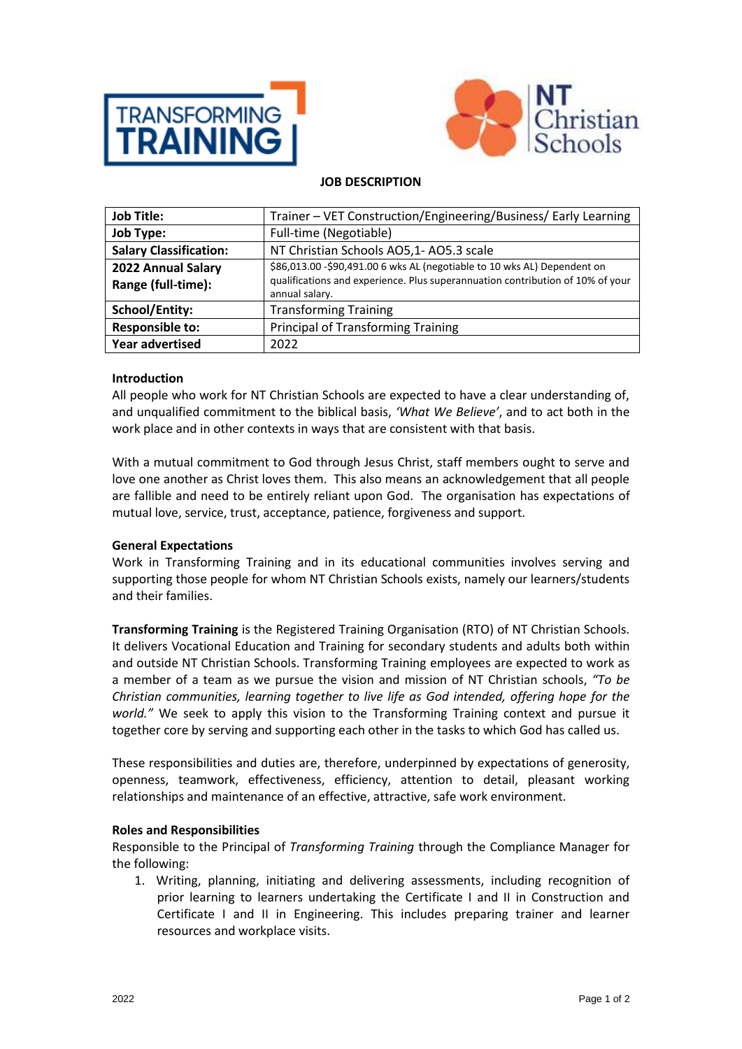**JOB DESCRIPTION**

| | |
|---|---|
| **Job Title:** | Trainer – VET Construction/Engineering/Business/ Early Learning |
| **Job Type:** | Full-time (Negotiable) |
| **Salary Classification:** | NT Christian Schools AO5,1- AO5.3 scale |
| **2022 Annual Salary Range (full-time):** | $86,013.00 -$90,491.00 6 wks AL (negotiable to 10 wks AL) Dependent on qualifications and experience. Plus superannuation contribution of 10% of your annual salary. |
| **School/Entity:** | Transforming Training |
| **Responsible to:** | Principal of Transforming Training |
| **Year advertised** | 2022 |

**Introduction**

All people who work for NT Christian Schools are expected to have a clear understanding of, and unqualified commitment to the biblical basis, *'What We Believe'*, and to act both in the work place and in other contexts in ways that are consistent with that basis.

With a mutual commitment to God through Jesus Christ, staff members ought to serve and love one another as Christ loves them. This also means an acknowledgement that all people are fallible and need to be entirely reliant upon God. The organisation has expectations of mutual love, service, trust, acceptance, patience, forgiveness and support.

**General Expectations**

Work in Transforming Training and in its educational communities involves serving and supporting those people for whom NT Christian Schools exists, namely our learners/students and their families.

**Transforming Training** is the Registered Training Organisation (RTO) of NT Christian Schools. It delivers Vocational Education and Training for secondary students and adults both within and outside NT Christian Schools. Transforming Training employees are expected to work as a member of a team as we pursue the vision and mission of NT Christian schools, *"To be Christian communities, learning together to live life as God intended, offering hope for the world."* We seek to apply this vision to the Transforming Training context and pursue it together core by serving and supporting each other in the tasks to which God has called us.

These responsibilities and duties are, therefore, underpinned by expectations of generosity, openness, teamwork, effectiveness, efficiency, attention to detail, pleasant working relationships and maintenance of an effective, attractive, safe work environment.

**Roles and Responsibilities**

Responsible to the Principal of *Transforming Training* through the Compliance Manager for the following:

1. Writing, planning, initiating and delivering assessments, including recognition of prior learning to learners undertaking the Certificate I and II in Construction and Certificate I and II in Engineering. This includes preparing trainer and learner resources and workplace visits.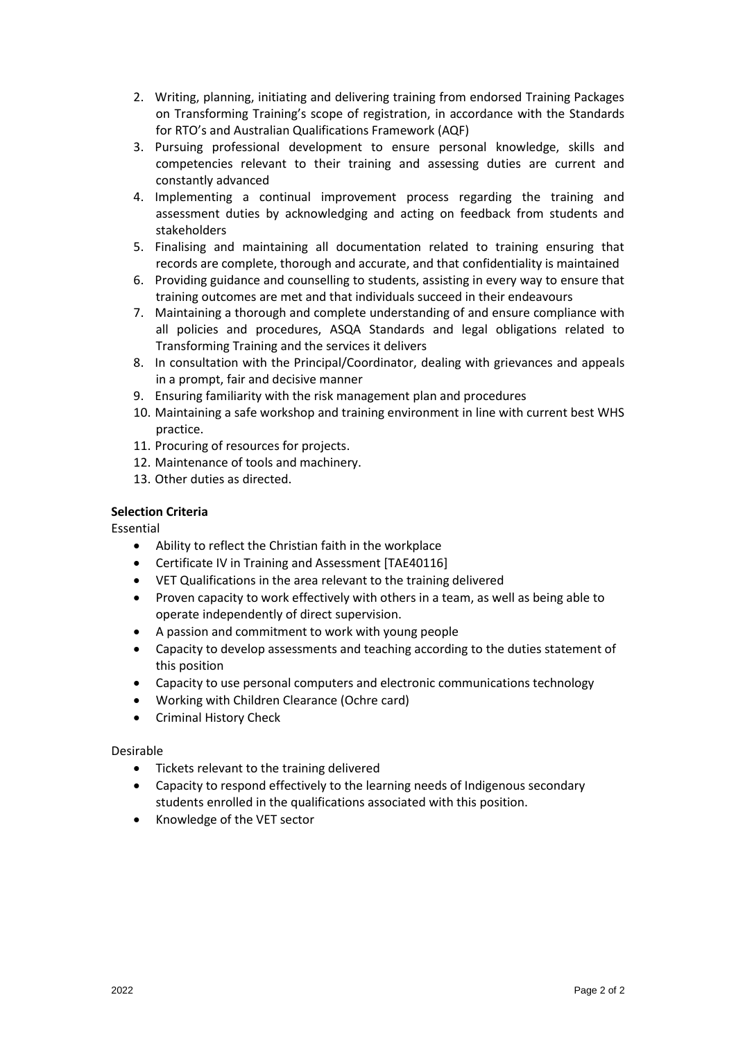2. Writing, planning, initiating and delivering training from endorsed Training Packages on Transforming Training's scope of registration, in accordance with the Standards for RTO's and Australian Qualifications Framework (AQF)
3. Pursuing professional development to ensure personal knowledge, skills and competencies relevant to their training and assessing duties are current and constantly advanced
4. Implementing a continual improvement process regarding the training and assessment duties by acknowledging and acting on feedback from students and stakeholders
5. Finalising and maintaining all documentation related to training ensuring that records are complete, thorough and accurate, and that confidentiality is maintained
6. Providing guidance and counselling to students, assisting in every way to ensure that training outcomes are met and that individuals succeed in their endeavours
7. Maintaining a thorough and complete understanding of and ensure compliance with all policies and procedures, ASQA Standards and legal obligations related to Transforming Training and the services it delivers
8. In consultation with the Principal/Coordinator, dealing with grievances and appeals in a prompt, fair and decisive manner
9. Ensuring familiarity with the risk management plan and procedures
10. Maintaining a safe workshop and training environment in line with current best WHS practice.
11. Procuring of resources for projects.
12. Maintenance of tools and machinery.
13. Other duties as directed.

**Selection Criteria**

Essential

- Ability to reflect the Christian faith in the workplace
- Certificate IV in Training and Assessment [TAE40116]
- VET Qualifications in the area relevant to the training delivered
- Proven capacity to work effectively with others in a team, as well as being able to operate independently of direct supervision.
- A passion and commitment to work with young people
- Capacity to develop assessments and teaching according to the duties statement of this position
- Capacity to use personal computers and electronic communications technology
- Working with Children Clearance (Ochre card)
- Criminal History Check

Desirable

- Tickets relevant to the training delivered
- Capacity to respond effectively to the learning needs of Indigenous secondary students enrolled in the qualifications associated with this position.
- Knowledge of the VET sector